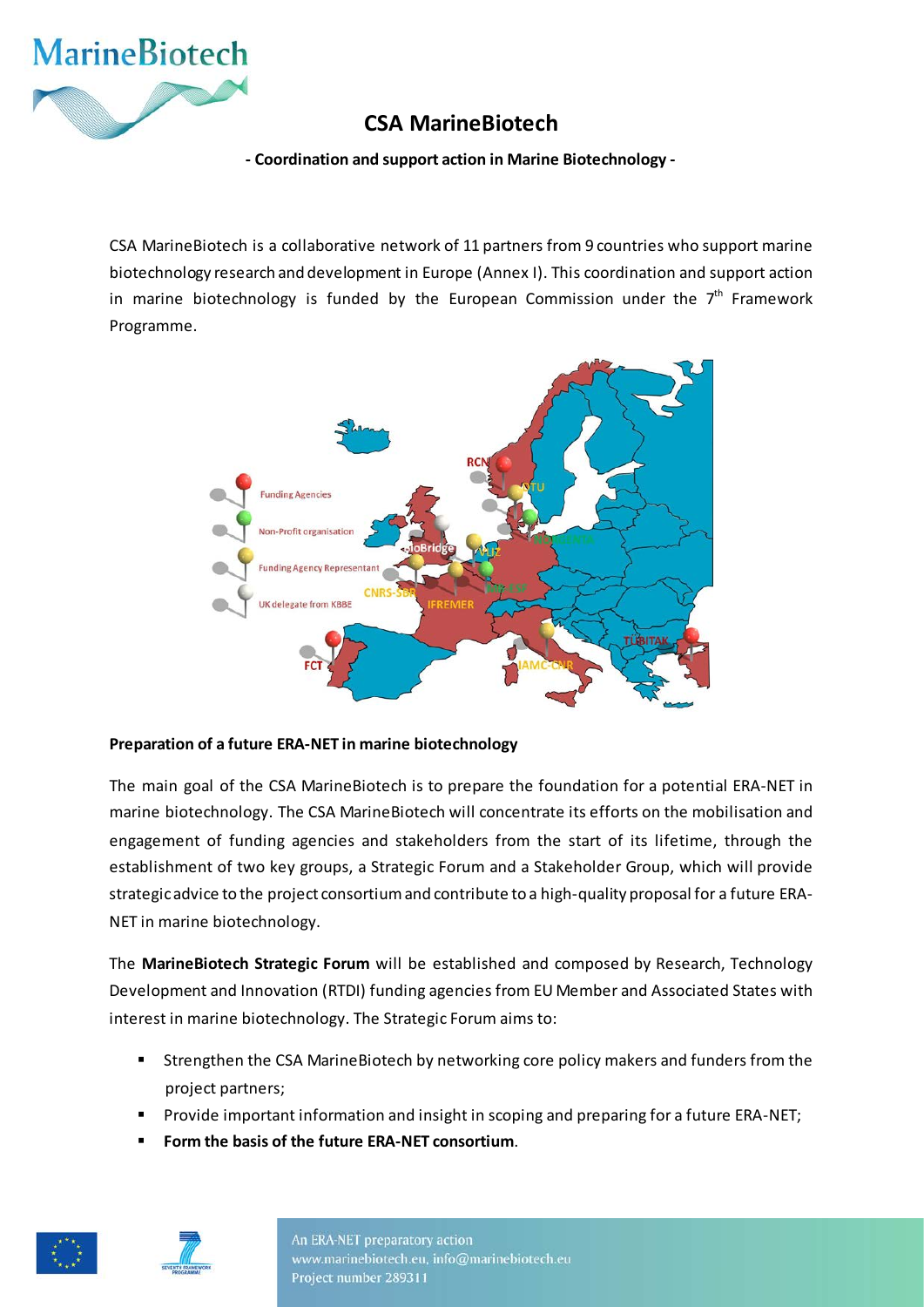# CSA MarineBiotech

**- Coordination and support action in Marine Biotechnology -**

CSA MarineBiotech is a collaborative network of 11 partners from 9 countries who support marine biotechnology research and development in Europe (Annex I). This coordination and support action in marine biotechnology is funded by the European Commission under the 7[th] Framework Programme.

## Preparation of a future ERA-NET in marine biotechnology

The main goal of the CSA MarineBiotech is to prepare the foundation for a potential ERA-NET in marine biotechnology. The CSA MarineBiotech will concentrate its efforts on the mobilisation and engagement of funding agencies and stakeholders from the start of its lifetime, through the establishment of two key groups, a Strategic Forum and a Stakeholder Group, which will provide strategic advice to the project consortium and contribute to a high-quality proposal for a future ERA-NET in marine biotechnology.

The **MarineBiotech Strategic Forum** will be established and composed by Research, Technology Development and Innovation (RTDI) funding agencies from EU Member and Associated States with interest in marine biotechnology. The Strategic Forum aims to:

- Strengthen the CSA MarineBiotech by networking core policy makers and funders from the project partners;
- Provide important information and insight in scoping and preparing for a future ERA-NET;
- **Form the basis of the future ERA-NET consortium**.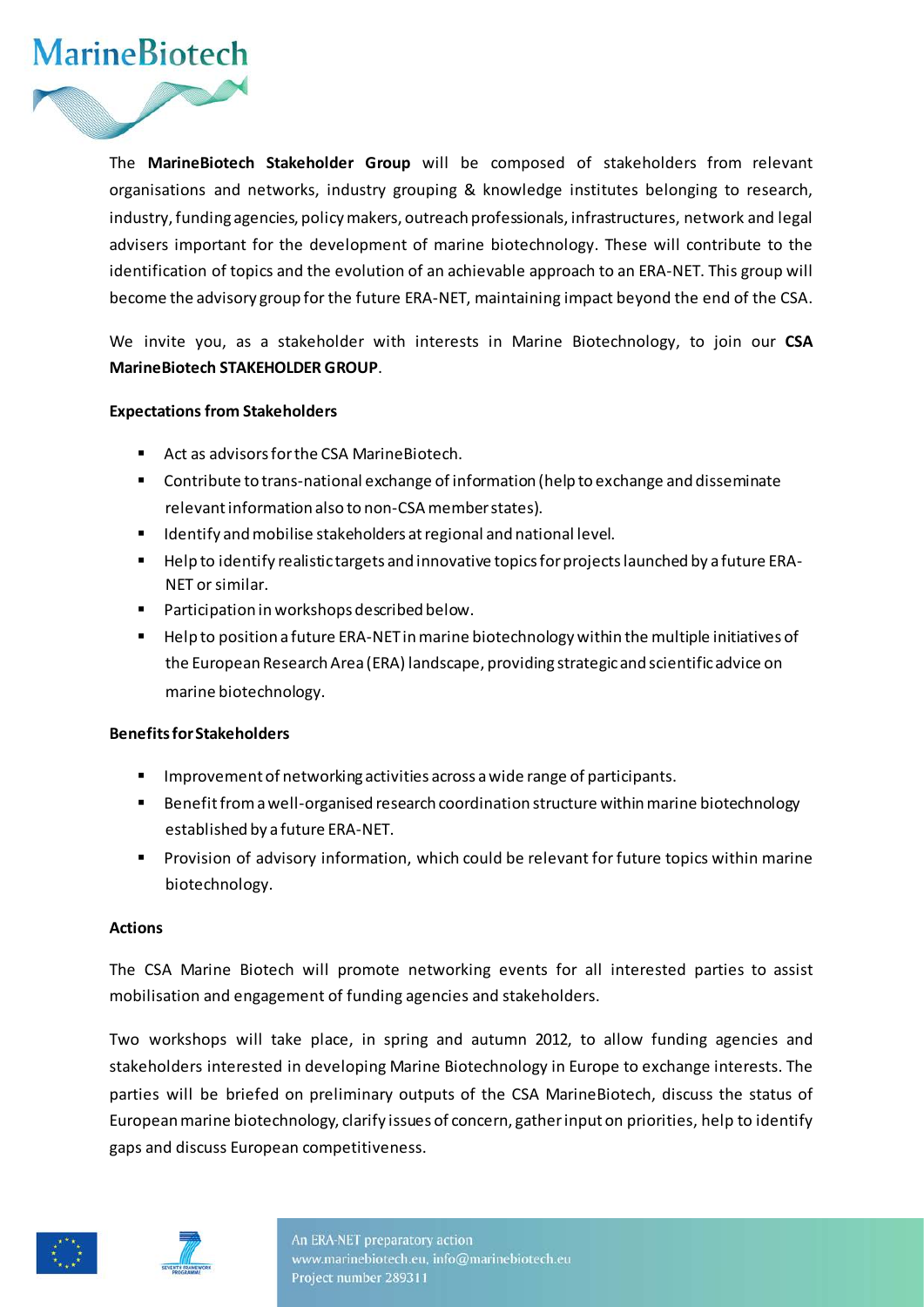The **MarineBiotech Stakeholder Group** will be composed of stakeholders from relevant organisations and networks, industry grouping & knowledge institutes belonging to research, industry, funding agencies, policy makers, outreach professionals, infrastructures, network and legal advisers important for the development of marine biotechnology. These will contribute to the identification of topics and the evolution of an achievable approach to an ERA-NET. This group will become the advisory group for the future ERA-NET, maintaining impact beyond the end of the CSA.

We invite you, as a stakeholder with interests in Marine Biotechnology, to join our **CSA MarineBiotech STAKEHOLDER GROUP**.

**Expectations from Stakeholders**

- Act as advisors for the CSA MarineBiotech.
- Contribute to trans-national exchange of information (help to exchange and disseminate relevant information also to non-CSA member states).
- Identify and mobilise stakeholders at regional and national level.
- Help to identify realistic targets and innovative topics for projects launched by a future ERA-NET or similar.
- Participation in workshops described below.
- Help to position a future ERA-NET in marine biotechnology within the multiple initiatives of the European Research Area (ERA) landscape, providing strategic and scientific advice on marine biotechnology.

**Benefits for Stakeholders**

- Improvement of networking activities across a wide range of participants.
- Benefit from a well-organised research coordination structure within marine biotechnology established by a future ERA-NET.
- Provision of advisory information, which could be relevant for future topics within marine biotechnology.

**Actions**

The CSA Marine Biotech will promote networking events for all interested parties to assist mobilisation and engagement of funding agencies and stakeholders.

Two workshops will take place, in spring and autumn 2012, to allow funding agencies and stakeholders interested in developing Marine Biotechnology in Europe to exchange interests. The parties will be briefed on preliminary outputs of the CSA MarineBiotech, discuss the status of European marine biotechnology, clarify issues of concern, gather input on priorities, help to identify gaps and discuss European competitiveness.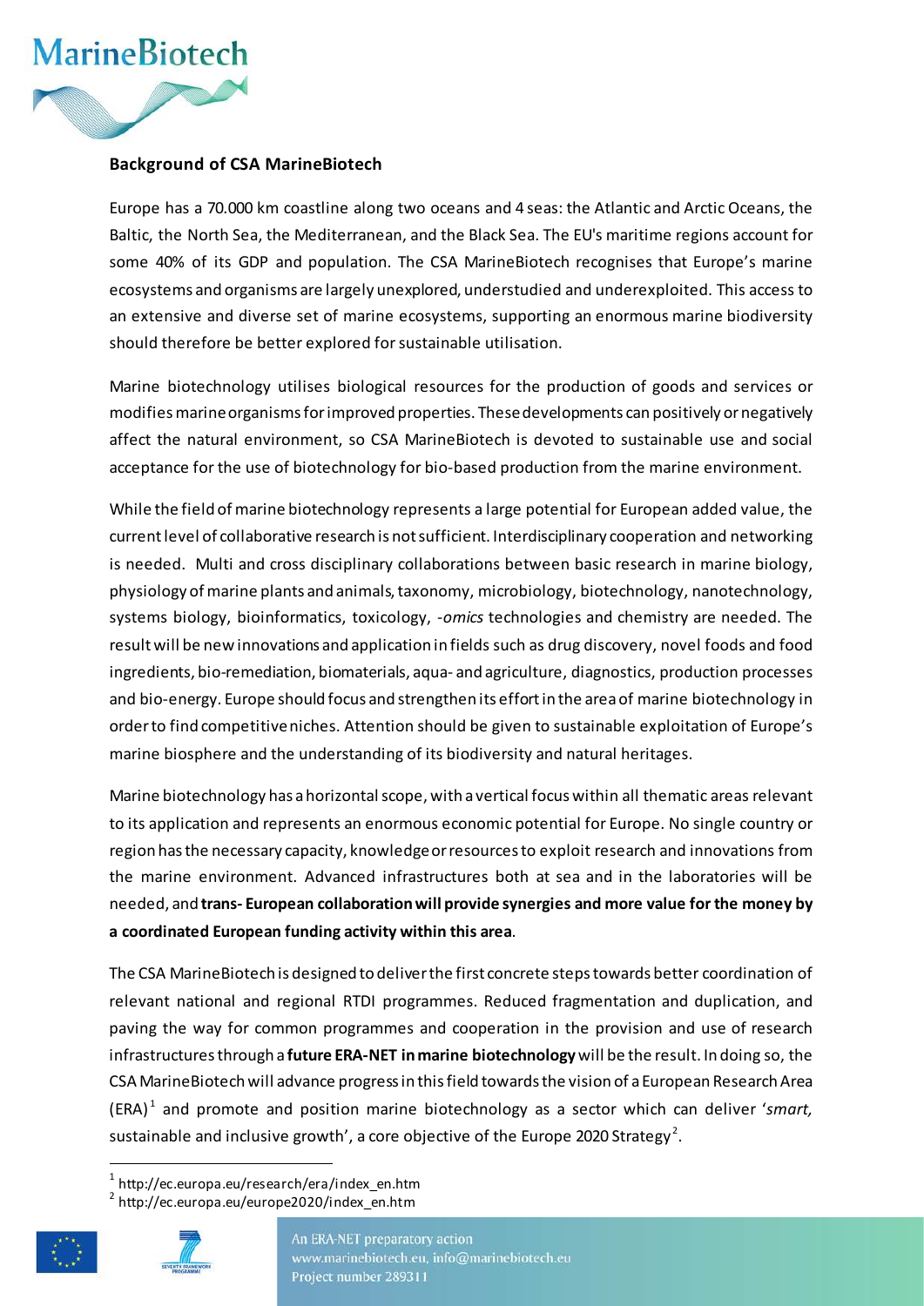## Background of CSA MarineBiotech

Europe has a 70.000 km coastline along two oceans and 4 seas: the Atlantic and Arctic Oceans, the Baltic, the North Sea, the Mediterranean, and the Black Sea. The EU's maritime regions account for some 40% of its GDP and population. The CSA MarineBiotech recognises that Europe's marine ecosystems and organisms are largely unexplored, understudied and underexploited. This access to an extensive and diverse set of marine ecosystems, supporting an enormous marine biodiversity should therefore be better explored for sustainable utilisation.

Marine biotechnology utilises biological resources for the production of goods and services or modifies marine organisms for improved properties. These developments can positively or negatively affect the natural environment, so CSA MarineBiotech is devoted to sustainable use and social acceptance for the use of biotechnology for bio-based production from the marine environment.

While the field of marine biotechnology represents a large potential for European added value, the current level of collaborative research is not sufficient. Interdisciplinary cooperation and networking is needed. Multi and cross disciplinary collaborations between basic research in marine biology, physiology of marine plants and animals, taxonomy, microbiology, biotechnology, nanotechnology, systems biology, bioinformatics, toxicology, *-omics* technologies and chemistry are needed. The result will be new innovations and application in fields such as drug discovery, novel foods and food ingredients, bio-remediation, biomaterials, aqua- and agriculture, diagnostics, production processes and bio-energy. Europe should focus and strengthen its effort in the area of marine biotechnology in order to find competitive niches. Attention should be given to sustainable exploitation of Europe's marine biosphere and the understanding of its biodiversity and natural heritages.

Marine biotechnology has a horizontal scope, with a vertical focus within all thematic areas relevant to its application and represents an enormous economic potential for Europe. No single country or region has the necessary capacity, knowledge or resources to exploit research and innovations from the marine environment. Advanced infrastructures both at sea and in the laboratories will be needed, and **trans- European collaboration will provide synergies and more value for the money by a coordinated European funding activity within this area**.

The CSA MarineBiotech is designed to deliver the first concrete steps towards better coordination of relevant national and regional RTDI programmes. Reduced fragmentation and duplication, and paving the way for common programmes and cooperation in the provision and use of research infrastructures through a **future ERA-NET in marine biotechnology** will be the result. In doing so, the CSA MarineBiotech will advance progress in this field towards the vision of a European Research Area (ERA)[1] and promote and position marine biotechnology as a sector which can deliver '*smart,* sustainable and inclusive growth', a core objective of the Europe 2020 Strategy[2].

[1] http://ec.europa.eu/research/era/index_en.htm
[2] http://ec.europa.eu/europe2020/index_en.htm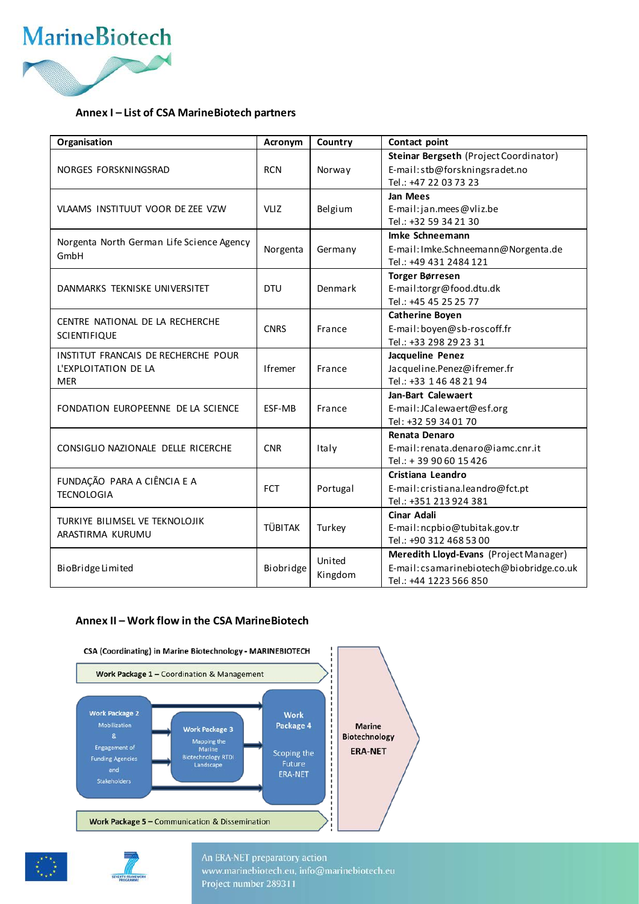### Annex I – List of CSA MarineBiotech partners

| Organisation | Acronym | Country | Contact point |
|---|---|---|---|
| NORGES FORSKNINGSRAD | RCN | Norway | **Steinar Bergseth** (Project Coordinator)<br>E-mail: stb@forskningsradet.no<br>Tel.: +47 22 03 73 23 |
| VLAAMS INSTITUUT VOOR DE ZEE VZW | VLIZ | Belgium | **Jan Mees**<br>E-mail: jan.mees@vliz.be<br>Tel.: +32 59 34 21 30 |
| Norgenta North German Life Science Agency GmbH | Norgenta | Germany | **Imke Schneemann**<br>E-mail: Imke.Schneemann@Norgenta.de<br>Tel.: +49 431 2484 121 |
| DANMARKS TEKNISKE UNIVERSITET | DTU | Denmark | **Torger Børresen**<br>E-mail: torgr@food.dtu.dk<br>Tel.: +45 45 25 25 77 |
| CENTRE NATIONAL DE LA RECHERCHE SCIENTIFIQUE | CNRS | France | **Catherine Boyen**<br>E-mail: boyen@sb-roscoff.fr<br>Tel.: +33 298 29 23 31 |
| INSTITUT FRANCAIS DE RECHERCHE POUR L'EXPLOITATION DE LA MER | Ifremer | France | **Jacqueline Penez**<br>Jacqueline.Penez@ifremer.fr<br>Tel.: +33 1 46 48 21 94 |
| FONDATION EUROPEENNE DE LA SCIENCE | ESF-MB | France | **Jan-Bart Calewaert**<br>E-mail: JCalewaert@esf.org<br>Tel: +32 59 34 01 70 |
| CONSIGLIO NAZIONALE DELLE RICERCHE | CNR | Italy | **Renata Denaro**<br>E-mail: renata.denaro@iamc.cnr.it<br>Tel.: + 39 90 60 15 426 |
| FUNDAÇÃO PARA A CIÊNCIA E A TECNOLOGIA | FCT | Portugal | **Cristiana Leandro**<br>E-mail: cristiana.leandro@fct.pt<br>Tel.: +351 213 924 381 |
| TURKIYE BILIMSEL VE TEKNOLOJIK ARASTIRMA KURUMU | TÜBITAK | Turkey | **Cinar Adali**<br>E-mail: ncpbio@tubitak.gov.tr<br>Tel.: +90 312 468 53 00 |
| BioBridge Limited | Biobridge | United Kingdom | **Meredith Lloyd-Evans** (Project Manager)<br>E-mail: csamarinebiotech@biobridge.co.uk<br>Tel.: +44 1223 566 850 |

### Annex II – Work flow in the CSA MarineBiotech

CSA (Coordinating) in Marine Biotechnology - MARINEBIOTECH

Work Package 1 – Coordination & Management

Work Package 2
Mobilization & Engagement of Funding Agencies and Stakeholders

Work Package 3
Mapping the Marine Biotechnology RTDI Landscape

Work Package 4
Scoping the Future ERA-NET

Marine Biotechnology ERA-NET

Work Package 5 – Communication & Dissemination

An ERA-NET preparatory action
www.marinebiotech.eu, info@marinebiotech.eu
Project number 289311